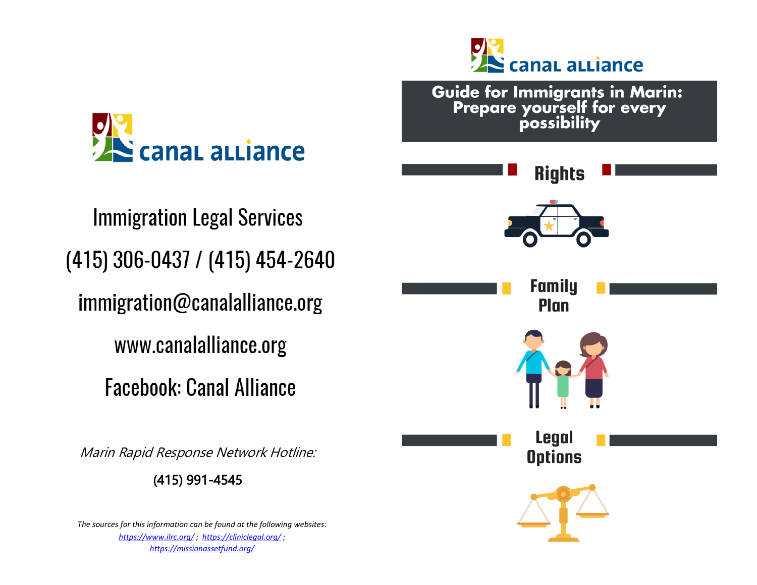canal alliance

Immigration Legal Services

(415) 306-0437 / (415) 454-2640

immigration@canalalliance.org

www.canalalliance.org

Facebook: Canal Alliance

*Marin Rapid Response Network Hotline:*

(415) 991-4545

*The sources for this information can be found at the following websites:*
*https://www.ilrc.org/* ; *https://cliniclegal.org/* ;
*https://missionassetfund.org/*

canal alliance

# Guide for Immigrants in Marin: Prepare yourself for every possibility

## Rights

## Family Plan

## Legal Options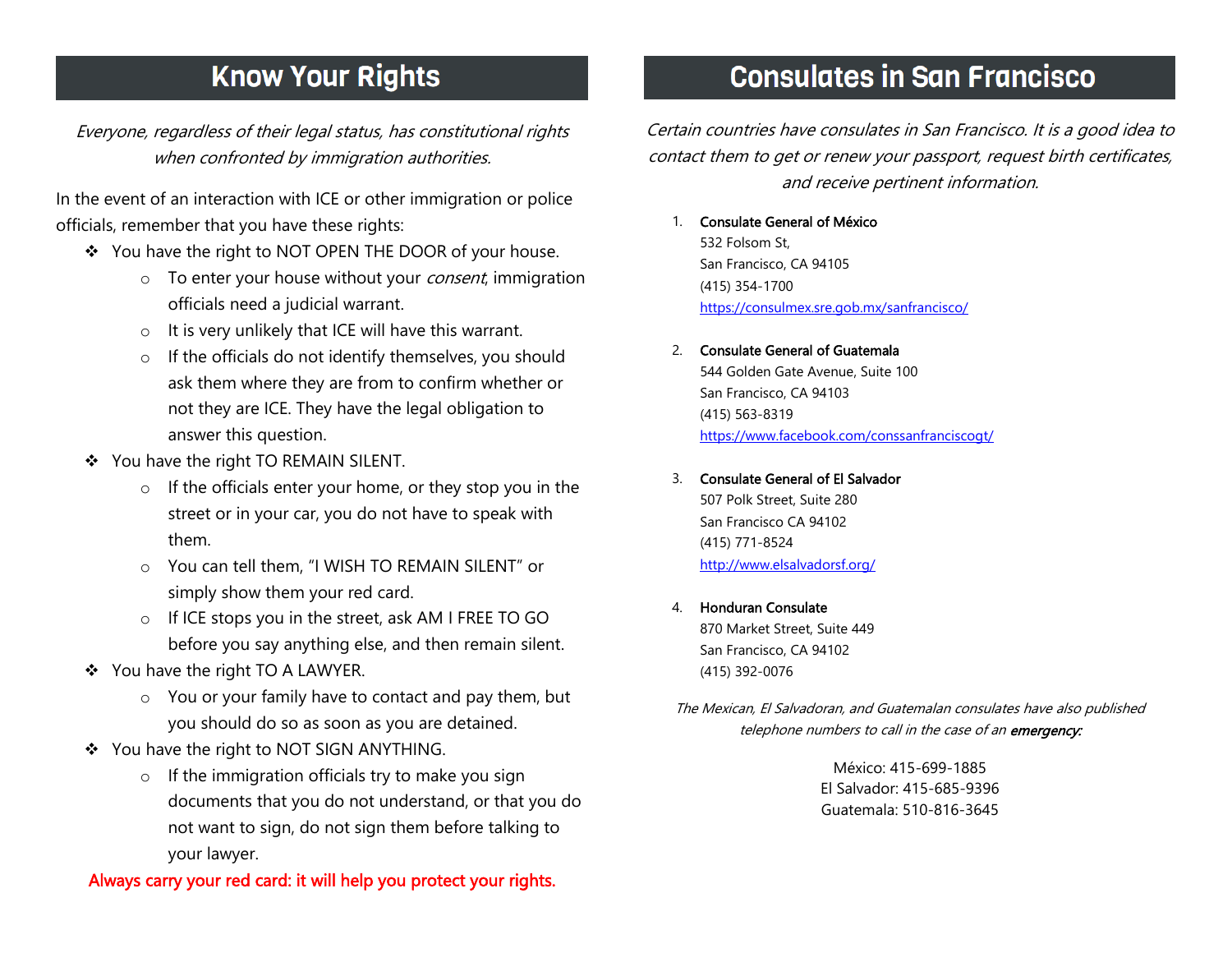# Know Your Rights

*Everyone, regardless of their legal status, has constitutional rights when confronted by immigration authorities.*

In the event of an interaction with ICE or other immigration or police officials, remember that you have these rights:

- You have the right to NOT OPEN THE DOOR of your house.
  - To enter your house without your *consent*, immigration officials need a judicial warrant.
  - It is very unlikely that ICE will have this warrant.
  - If the officials do not identify themselves, you should ask them where they are from to confirm whether or not they are ICE. They have the legal obligation to answer this question.
- You have the right TO REMAIN SILENT.
  - If the officials enter your home, or they stop you in the street or in your car, you do not have to speak with them.
  - You can tell them, "I WISH TO REMAIN SILENT" or simply show them your red card.
  - If ICE stops you in the street, ask AM I FREE TO GO before you say anything else, and then remain silent.
- You have the right TO A LAWYER.
  - You or your family have to contact and pay them, but you should do so as soon as you are detained.
- You have the right to NOT SIGN ANYTHING.
  - If the immigration officials try to make you sign documents that you do not understand, or that you do not want to sign, do not sign them before talking to your lawyer.

**Always carry your red card: it will help you protect your rights.**

# Consulates in San Francisco

*Certain countries have consulates in San Francisco. It is a good idea to contact them to get or renew your passport, request birth certificates, and receive pertinent information.*

1. **Consulate General of México**
   532 Folsom St,
   San Francisco, CA 94105
   (415) 354-1700
   https://consulmex.sre.gob.mx/sanfrancisco/

2. **Consulate General of Guatemala**
   544 Golden Gate Avenue, Suite 100
   San Francisco, CA 94103
   (415) 563-8319
   https://www.facebook.com/conssanfranciscogt/

3. **Consulate General of El Salvador**
   507 Polk Street, Suite 280
   San Francisco CA 94102
   (415) 771-8524
   http://www.elsalvadorsf.org/

4. **Honduran Consulate**
   870 Market Street, Suite 449
   San Francisco, CA 94102
   (415) 392-0076

*The Mexican, El Salvadoran, and Guatemalan consulates have also published telephone numbers to call in the case of an* ***emergency:***

México: 415-699-1885
El Salvador: 415-685-9396
Guatemala: 510-816-3645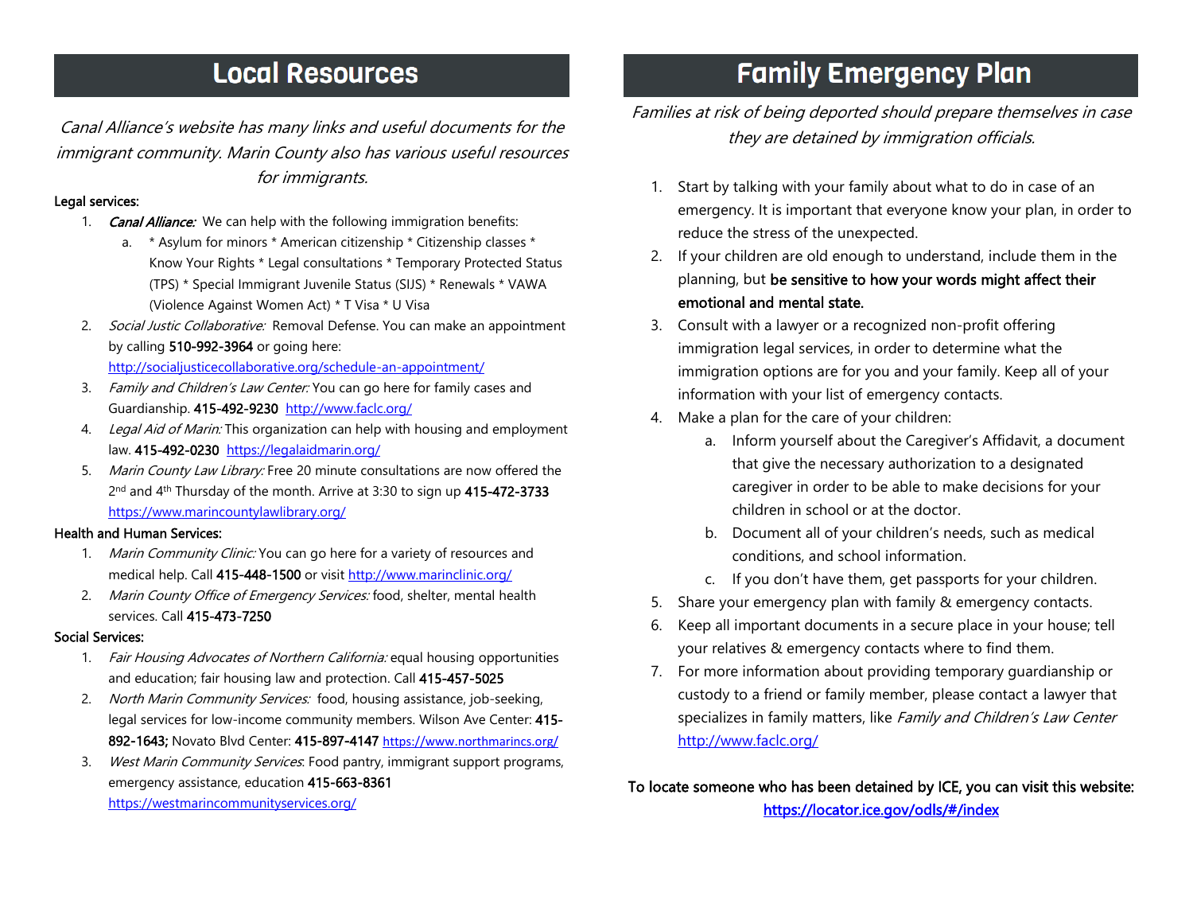# Local Resources

*Canal Alliance's website has many links and useful documents for the immigrant community. Marin County also has various useful resources for immigrants.*

Legal services:

1. ***Canal Alliance:*** We can help with the following immigration benefits:
   a. * Asylum for minors * American citizenship * Citizenship classes * Know Your Rights * Legal consultations * Temporary Protected Status (TPS) * Special Immigrant Juvenile Status (SIJS) * Renewals * VAWA (Violence Against Women Act) * T Visa * U Visa
2. *Social Justic Collaborative:* Removal Defense. You can make an appointment by calling **510-992-3964** or going here: http://socialjusticecollaborative.org/schedule-an-appointment/
3. *Family and Children's Law Center:* You can go here for family cases and Guardianship. **415-492-9230** http://www.faclc.org/
4. *Legal Aid of Marin:* This organization can help with housing and employment law. **415-492-0230** https://legalaidmarin.org/
5. *Marin County Law Library:* Free 20 minute consultations are now offered the 2nd and 4th Thursday of the month. Arrive at 3:30 to sign up **415-472-3733** https://www.marincountylawlibrary.org/

Health and Human Services:

1. *Marin Community Clinic:* You can go here for a variety of resources and medical help. Call **415-448-1500** or visit http://www.marinclinic.org/
2. *Marin County Office of Emergency Services:* food, shelter, mental health services. Call **415-473-7250**

Social Services:

1. *Fair Housing Advocates of Northern California:* equal housing opportunities and education; fair housing law and protection. Call **415-457-5025**
2. *North Marin Community Services:* food, housing assistance, job-seeking, legal services for low-income community members. Wilson Ave Center: **415-892-1643;** Novato Blvd Center: **415-897-4147** https://www.northmarincs.org/
3. *West Marin Community Services*: Food pantry, immigrant support programs, emergency assistance, education **415-663-8361** https://westmarincommunityservices.org/

# Family Emergency Plan

*Families at risk of being deported should prepare themselves in case they are detained by immigration officials.*

1. Start by talking with your family about what to do in case of an emergency. It is important that everyone know your plan, in order to reduce the stress of the unexpected.
2. If your children are old enough to understand, include them in the planning, but **be sensitive to how your words might affect their emotional and mental state.**
3. Consult with a lawyer or a recognized non-profit offering immigration legal services, in order to determine what the immigration options are for you and your family. Keep all of your information with your list of emergency contacts.
4. Make a plan for the care of your children:
   a. Inform yourself about the Caregiver's Affidavit, a document that give the necessary authorization to a designated caregiver in order to be able to make decisions for your children in school or at the doctor.
   b. Document all of your children's needs, such as medical conditions, and school information.
   c. If you don't have them, get passports for your children.
5. Share your emergency plan with family & emergency contacts.
6. Keep all important documents in a secure place in your house; tell your relatives & emergency contacts where to find them.
7. For more information about providing temporary guardianship or custody to a friend or family member, please contact a lawyer that specializes in family matters, like *Family and Children's Law Center* http://www.faclc.org/

**To locate someone who has been detained by ICE, you can visit this website: https://locator.ice.gov/odls/#/index**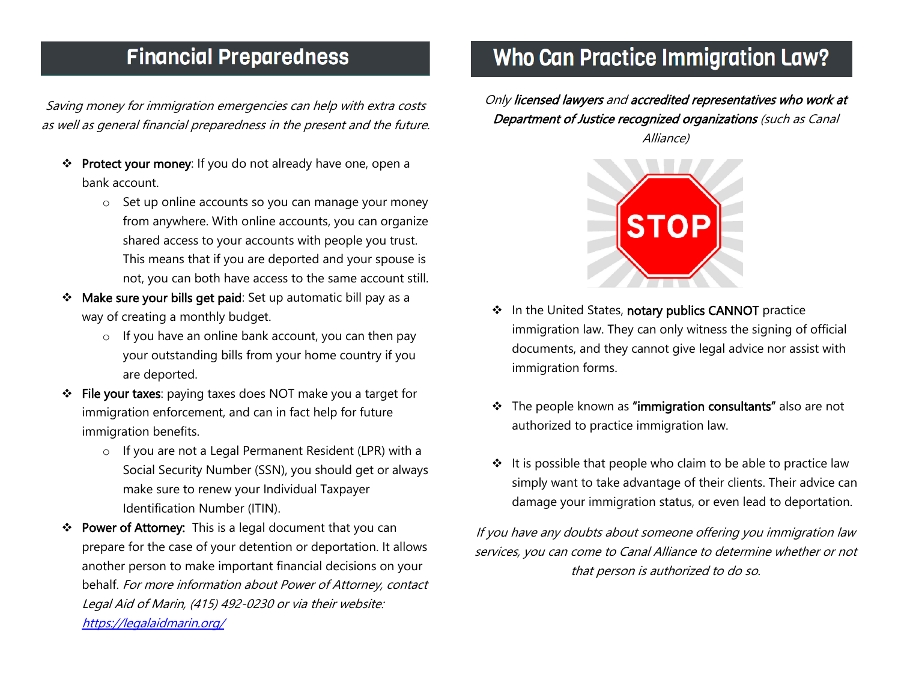## Financial Preparedness

*Saving money for immigration emergencies can help with extra costs as well as general financial preparedness in the present and the future.*

- **Protect your money**: If you do not already have one, open a bank account.
  - Set up online accounts so you can manage your money from anywhere. With online accounts, you can organize shared access to your accounts with people you trust. This means that if you are deported and your spouse is not, you can both have access to the same account still.
- **Make sure your bills get paid**: Set up automatic bill pay as a way of creating a monthly budget.
  - If you have an online bank account, you can then pay your outstanding bills from your home country if you are deported.
- **File your taxes**: paying taxes does NOT make you a target for immigration enforcement, and can in fact help for future immigration benefits.
  - If you are not a Legal Permanent Resident (LPR) with a Social Security Number (SSN), you should get or always make sure to renew your Individual Taxpayer Identification Number (ITIN).
- **Power of Attorney:** This is a legal document that you can prepare for the case of your detention or deportation. It allows another person to make important financial decisions on your behalf. *For more information about Power of Attorney, contact Legal Aid of Marin, (415) 492-0230 or via their website: [https://legalaidmarin.org/](https://legalaidmarin.org/)*

## Who Can Practice Immigration Law?

*Only **licensed lawyers** and **accredited representatives who work at Department of Justice recognized organizations** (such as Canal Alliance)*

STOP

- In the United States, **notary publics CANNOT** practice immigration law. They can only witness the signing of official documents, and they cannot give legal advice nor assist with immigration forms.
- The people known as **"immigration consultants"** also are not authorized to practice immigration law.
- It is possible that people who claim to be able to practice law simply want to take advantage of their clients. Their advice can damage your immigration status, or even lead to deportation.

*If you have any doubts about someone offering you immigration law services, you can come to Canal Alliance to determine whether or not that person is authorized to do so.*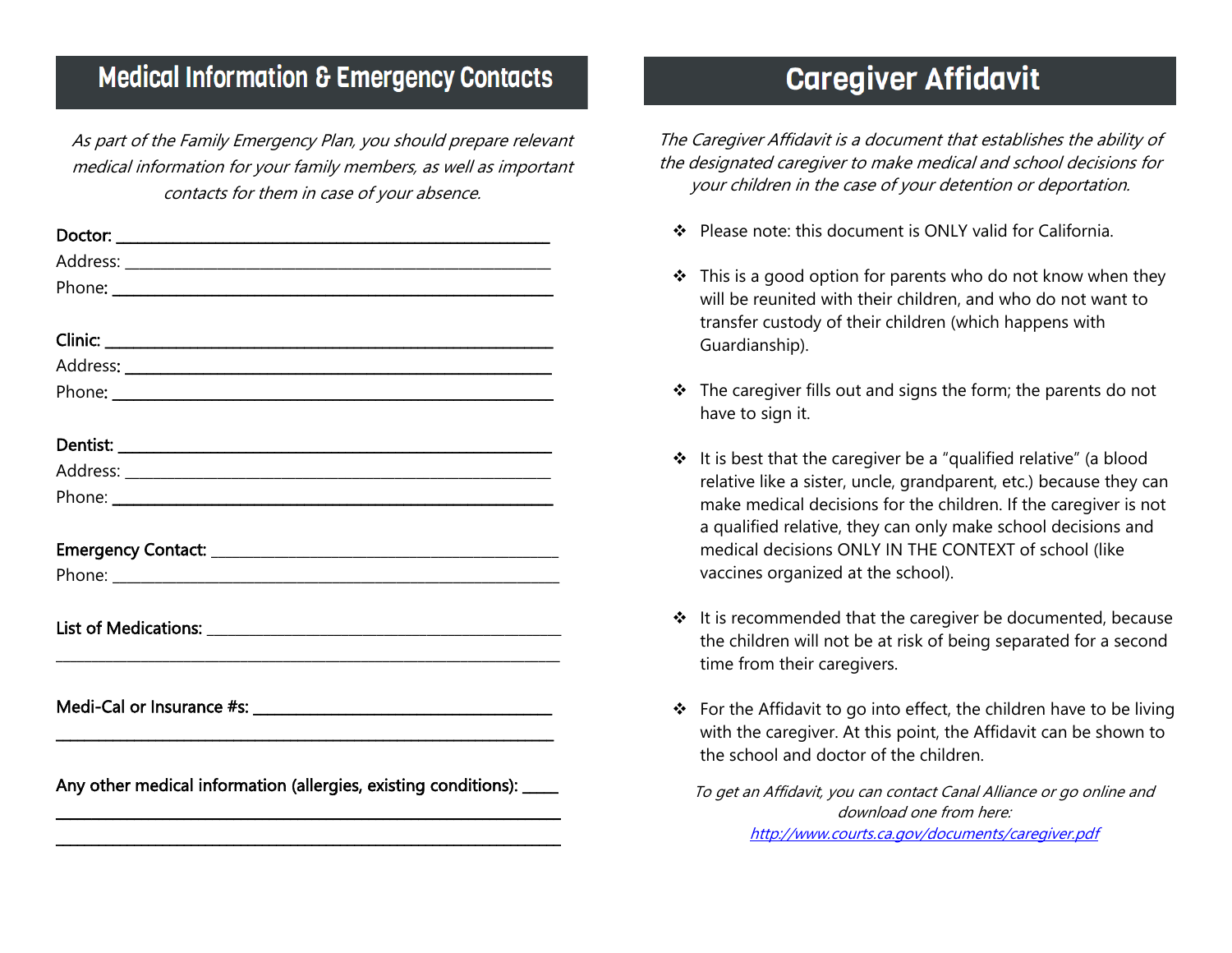## Medical Information & Emergency Contacts

*As part of the Family Emergency Plan, you should prepare relevant medical information for your family members, as well as important contacts for them in case of your absence.*

**Doctor:** ______________________________________________
Address: ______________________________________________
Phone: ______________________________________________

**Clinic:** ______________________________________________
Address: ______________________________________________
Phone: ______________________________________________

**Dentist:** ______________________________________________
Address: ______________________________________________
Phone: ______________________________________________

**Emergency Contact:** ______________________________________
Phone: ______________________________________________

**List of Medications:** ______________________________________
______________________________________________________

**Medi-Cal or Insurance #s:** __________________________________
______________________________________________________

**Any other medical information (allergies, existing conditions):** ____
______________________________________________________
______________________________________________________

## Caregiver Affidavit

*The Caregiver Affidavit is a document that establishes the ability of the designated caregiver to make medical and school decisions for your children in the case of your detention or deportation.*

- Please note: this document is ONLY valid for California.
- This is a good option for parents who do not know when they will be reunited with their children, and who do not want to transfer custody of their children (which happens with Guardianship).
- The caregiver fills out and signs the form; the parents do not have to sign it.
- It is best that the caregiver be a "qualified relative" (a blood relative like a sister, uncle, grandparent, etc.) because they can make medical decisions for the children. If the caregiver is not a qualified relative, they can only make school decisions and medical decisions ONLY IN THE CONTEXT of school (like vaccines organized at the school).
- It is recommended that the caregiver be documented, because the children will not be at risk of being separated for a second time from their caregivers.
- For the Affidavit to go into effect, the children have to be living with the caregiver. At this point, the Affidavit can be shown to the school and doctor of the children.

*To get an Affidavit, you can contact Canal Alliance or go online and download one from here:*
*[http://www.courts.ca.gov/documents/caregiver.pdf](http://www.courts.ca.gov/documents/caregiver.pdf)*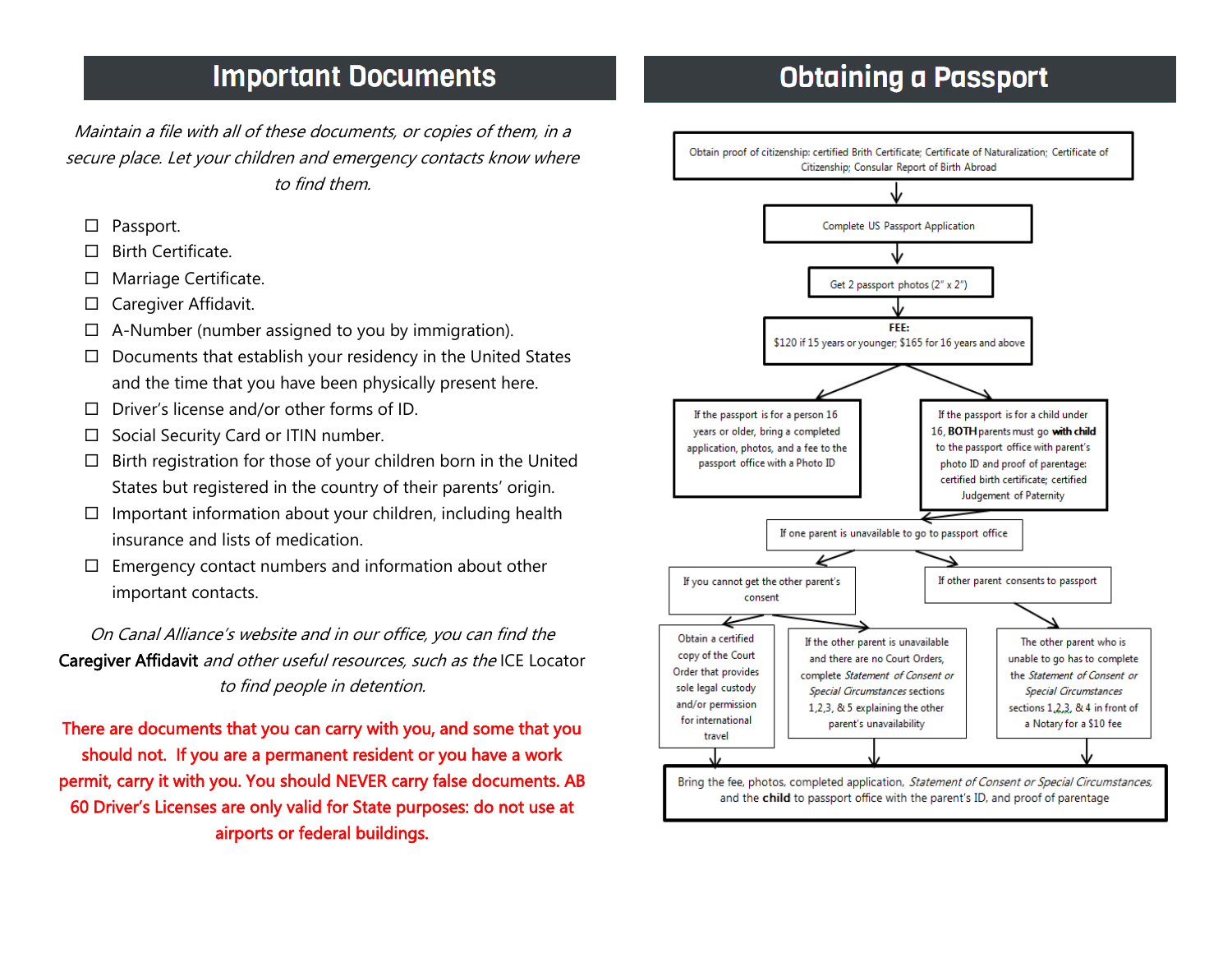## Important Documents

*Maintain a file with all of these documents, or copies of them, in a secure place. Let your children and emergency contacts know where to find them.*

- ☐ Passport.
- ☐ Birth Certificate.
- ☐ Marriage Certificate.
- ☐ Caregiver Affidavit.
- ☐ A-Number (number assigned to you by immigration).
- ☐ Documents that establish your residency in the United States and the time that you have been physically present here.
- ☐ Driver's license and/or other forms of ID.
- ☐ Social Security Card or ITIN number.
- ☐ Birth registration for those of your children born in the United States but registered in the country of their parents' origin.
- ☐ Important information about your children, including health insurance and lists of medication.
- ☐ Emergency contact numbers and information about other important contacts.

*On Canal Alliance's website and in our office, you can find the* Caregiver Affidavit *and other useful resources, such as the* ICE Locator *to find people in detention.*

There are documents that you can carry with you, and some that you should not. If you are a permanent resident or you have a work permit, carry it with you. You should NEVER carry false documents. AB 60 Driver's Licenses are only valid for State purposes: do not use at airports or federal buildings.

## Obtaining a Passport

Obtain proof of citizenship: certified Brith Certificate; Certificate of Naturalization; Certificate of Citizenship; Consular Report of Birth Abroad

Complete US Passport Application

Get 2 passport photos (2" x 2")

**FEE:**
$120 if 15 years or younger; $165 for 16 years and above

If the passport is for a person 16 years or older, bring a completed application, photos, and a fee to the passport office with a Photo ID

If the passport is for a child under 16, **BOTH** parents must go **with child** to the passport office with parent's photo ID and proof of parentage: certified birth certificate; certified Judgement of Paternity

If one parent is unavailable to go to passport office

If you cannot get the other parent's consent

Obtain a certified copy of the Court Order that provides sole legal custody and/or permission for international travel

If the other parent is unavailable and there are no Court Orders, complete *Statement of Consent or Special Circumstances* sections 1,2,3, & 5 explaining the other parent's unavailability

If other parent consents to passport

The other parent who is unable to go has to complete the *Statement of Consent or Special Circumstances* sections 1,2,3, & 4 in front of a Notary for a $10 fee

Bring the fee, photos, completed application, *Statement of Consent or Special Circumstances*, and the **child** to passport office with the parent's ID, and proof of parentage